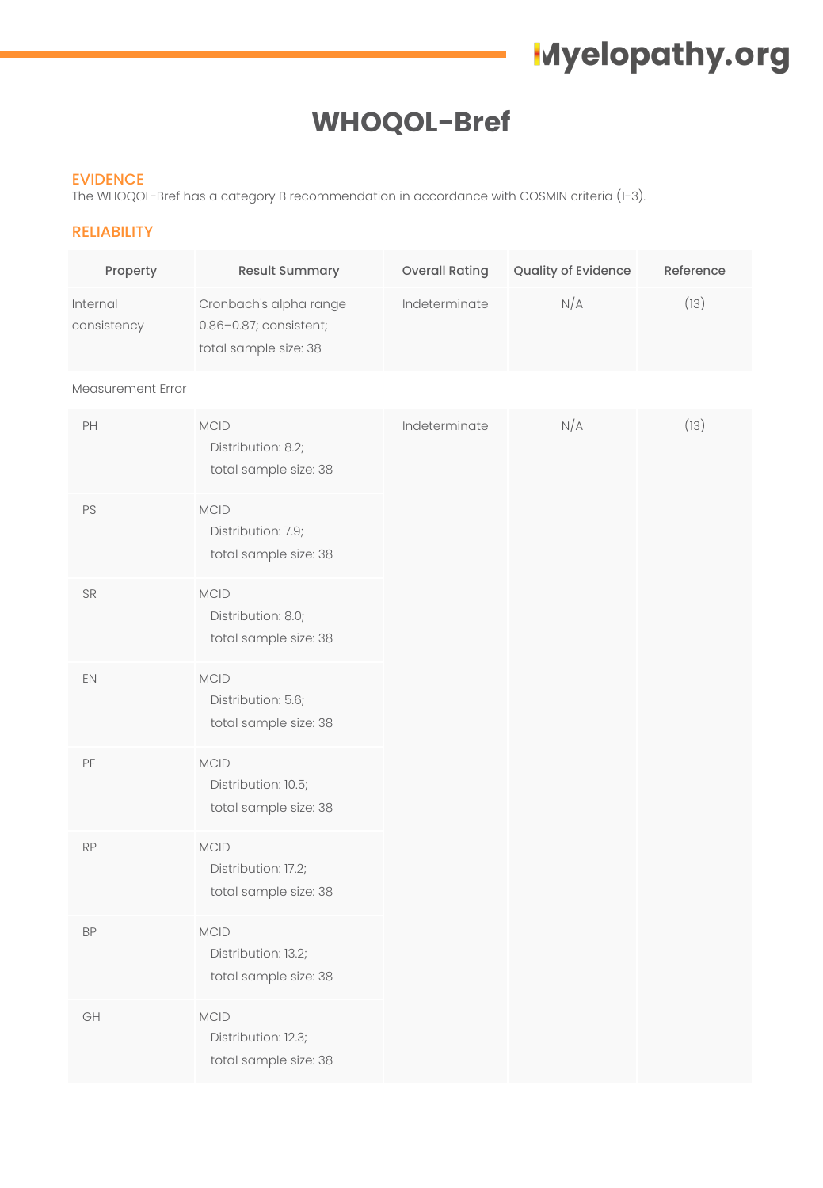# WHOQOL-Bref

## EVIDENCE

The WHOQOL-Bref has a category B recommendation in accordance with COSMIN criteria (1-3).

## RELIABILITY

| Property | Result Summary | Overall Rating | Quality of Evidence | Reference |
|---|---|---|---|---|
| Internal consistency | Cronbach's alpha range 0.86–0.87; consistent; total sample size: 38 | Indeterminate | N/A | (13) |
| Measurement Error | | | | |
| PH | MCID Distribution: 8.2; total sample size: 38 | Indeterminate | N/A | (13) |
| PS | MCID Distribution: 7.9; total sample size: 38 | | | |
| SR | MCID Distribution: 8.0; total sample size: 38 | | | |
| EN | MCID Distribution: 5.6; total sample size: 38 | | | |
| PF | MCID Distribution: 10.5; total sample size: 38 | | | |
| RP | MCID Distribution: 17.2; total sample size: 38 | | | |
| BP | MCID Distribution: 13.2; total sample size: 38 | | | |
| GH | MCID Distribution: 12.3; total sample size: 38 | | | |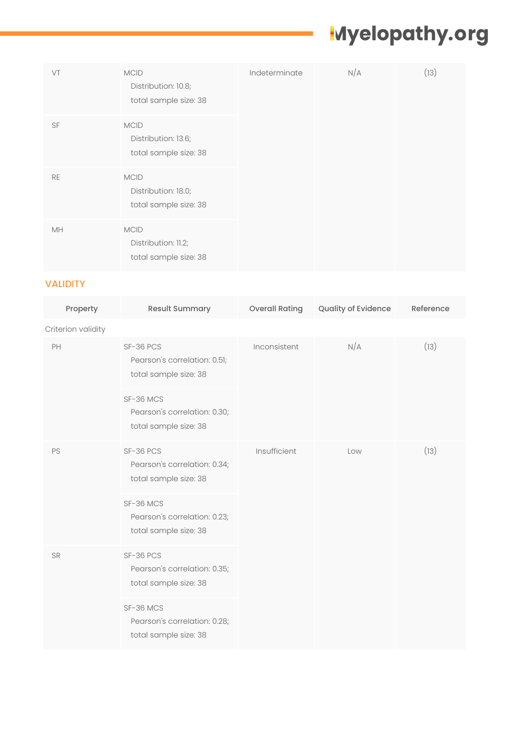| | | | | |
|---|---|---|---|---|
| VT | MCID<br>Distribution: 10.8;<br>total sample size: 38 | Indeterminate | N/A | (13) |
| SF | MCID<br>Distribution: 13.6;<br>total sample size: 38 | | | |
| RE | MCID<br>Distribution: 18.0;<br>total sample size: 38 | | | |
| MH | MCID<br>Distribution: 11.2;<br>total sample size: 38 | | | |

## VALIDITY

| Property | Result Summary | Overall Rating | Quality of Evidence | Reference |
|---|---|---|---|---|
| Criterion validity | | | | |
| PH | SF-36 PCS<br>Pearson's correlation: 0.51;<br>total sample size: 38 | Inconsistent | N/A | (13) |
| | SF-36 MCS<br>Pearson's correlation: 0.30;<br>total sample size: 38 | | | |
| PS | SF-36 PCS<br>Pearson's correlation: 0.34;<br>total sample size: 38 | Insufficient | Low | (13) |
| | SF-36 MCS<br>Pearson's correlation: 0.23;<br>total sample size: 38 | | | |
| SR | SF-36 PCS<br>Pearson's correlation: 0.35;<br>total sample size: 38 | | | |
| | SF-36 MCS<br>Pearson's correlation: 0.28;<br>total sample size: 38 | | | |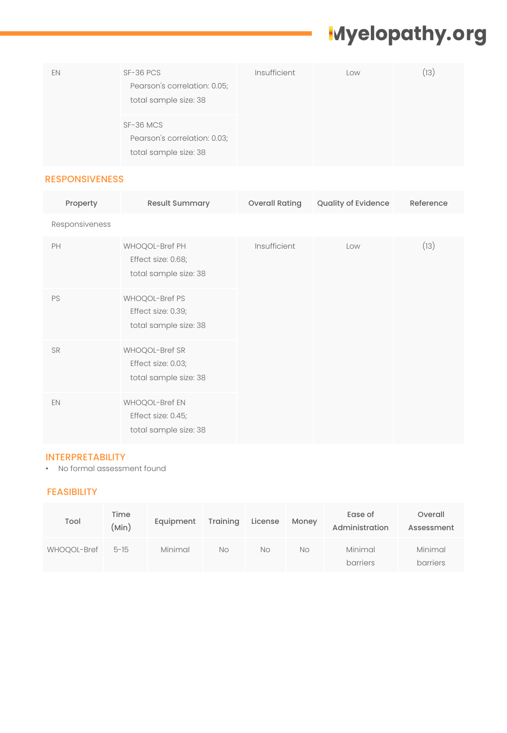| | | | | |
|---|---|---|---|---|
| EN | SF-36 PCS<br>Pearson's correlation: 0.05;<br>total sample size: 38 | Insufficient | Low | (13) |
| | SF-36 MCS<br>Pearson's correlation: 0.03;<br>total sample size: 38 | | | |

## RESPONSIVENESS

| Property | Result Summary | Overall Rating | Quality of Evidence | Reference |
|---|---|---|---|---|
| Responsiveness | | | | |
| PH | WHOQOL-Bref PH<br>Effect size: 0.68;<br>total sample size: 38 | Insufficient | Low | (13) |
| PS | WHOQOL-Bref PS<br>Effect size: 0.39;<br>total sample size: 38 | | | |
| SR | WHOQOL-Bref SR<br>Effect size: 0.03;<br>total sample size: 38 | | | |
| EN | WHOQOL-Bref EN<br>Effect size: 0.45;<br>total sample size: 38 | | | |

## INTERPRETABILITY

- No formal assessment found

## FEASIBILITY

| Tool | Time (Min) | Equipment | Training | License | Money | Ease of Administration | Overall Assessment |
|---|---|---|---|---|---|---|---|
| WHOQOL-Bref | 5-15 | Minimal | No | No | No | Minimal barriers | Minimal barriers |